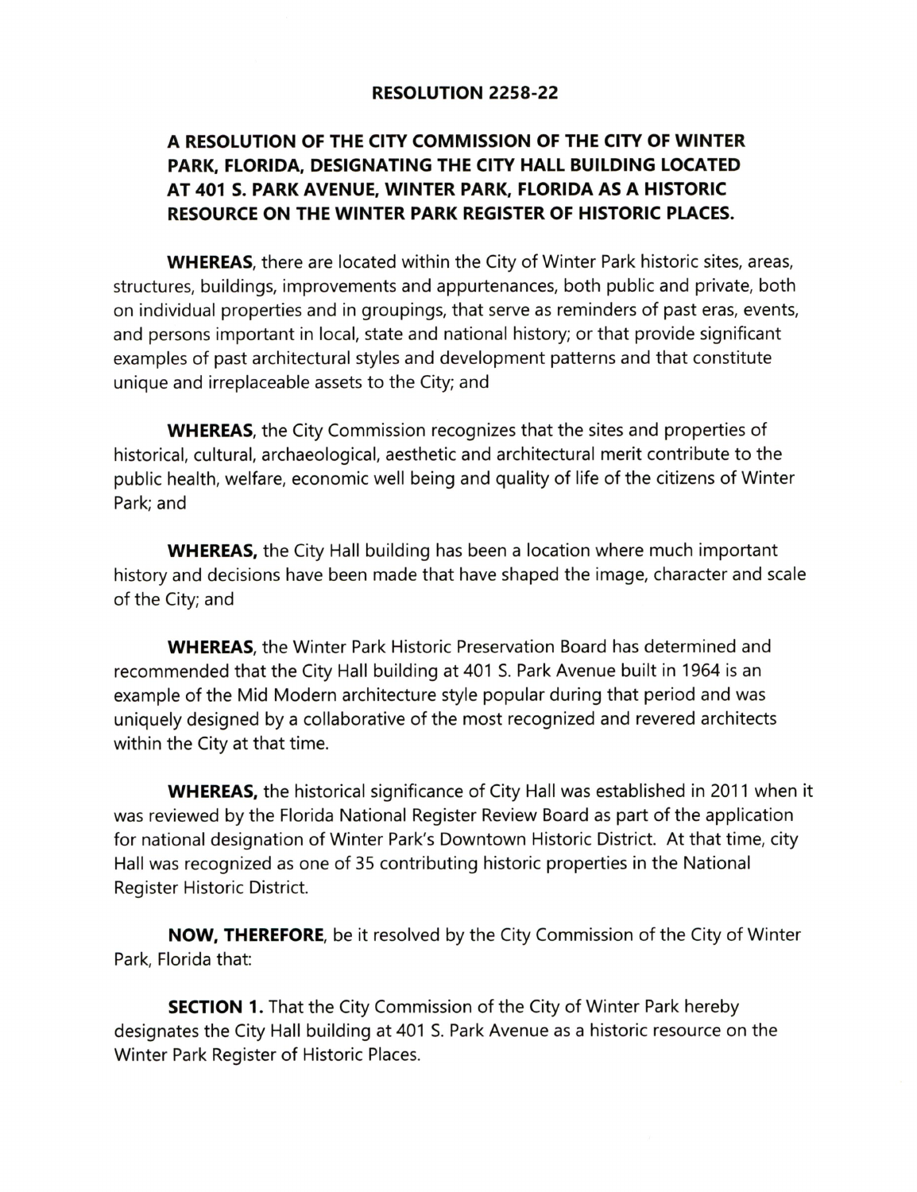# RESOLUTION 2258-22

## A RESOLUTION OF THE CITY COMMISSION OF THE CITY OF WINTER PARK, FLORIDA, DESIGNATING THE CITY HALL BUILDING LOCATED AT 401 S. PARK AVENUE, WINTER PARK, FLORIDA AS A HISTORIC RESOURCE ON THE WINTER PARK REGISTER OF HISTORIC PLACES.

**WHEREAS**, there are located within the City of Winter Park historic sites, areas, structures, buildings, improvements and appurtenances, both public and private, both on individual properties and in groupings, that serve as reminders of past eras, events, and persons important in local, state and national history; or that provide significant examples of past architectural styles and development patterns and that constitute unique and irreplaceable assets to the City; and

**WHEREAS**, the City Commission recognizes that the sites and properties of historical, cultural, archaeological, aesthetic and architectural merit contribute to the public health, welfare, economic well being and quality of life of the citizens of Winter Park; and

**WHEREAS**, the City Hall building has been a location where much important history and decisions have been made that have shaped the image, character and scale of the City; and

**WHEREAS**, the Winter Park Historic Preservation Board has determined and recommended that the City Hall building at 401 S. Park Avenue built in 1964 is an example of the Mid Modern architecture style popular during that period and was uniquely designed by a collaborative of the most recognized and revered architects within the City at that time.

**WHEREAS**, the historical significance of City Hall was established in 2011 when it was reviewed by the Florida National Register Review Board as part of the application for national designation of Winter Park's Downtown Historic District. At that time, city Hall was recognized as one of 35 contributing historic properties in the National Register Historic District.

**NOW, THEREFORE**, be it resolved by the City Commission of the City of Winter Park, Florida that:

**SECTION 1.** That the City Commission of the City of Winter Park hereby designates the City Hall building at 401 S. Park Avenue as a historic resource on the Winter Park Register of Historic Places.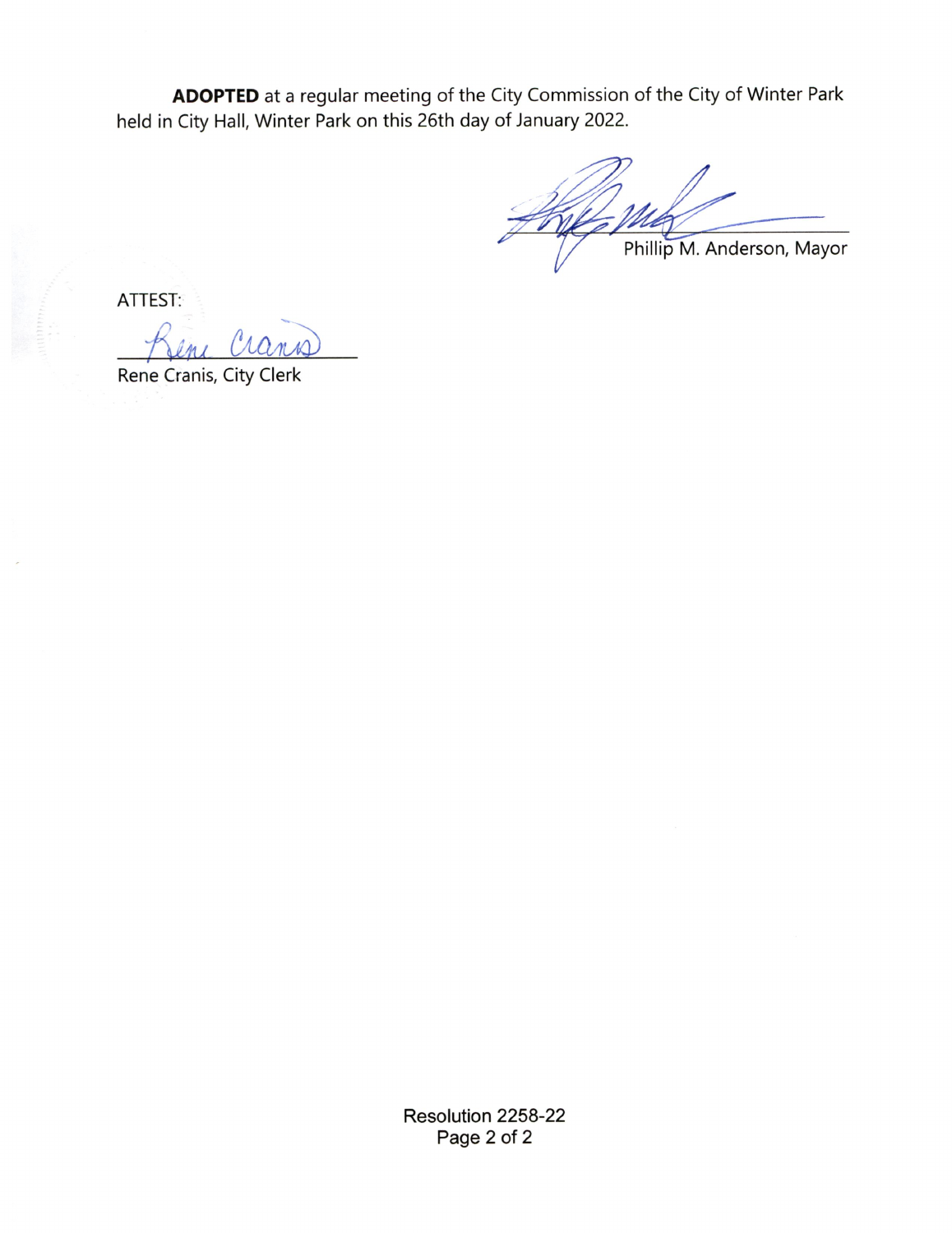**ADOPTED** at a regular meeting of the City Commission of the City of Winter Park held in City Hall, Winter Park on this 26th day of January 2022.

Phillip M. Anderson, Mayor

ATTEST:

Rene Cranis, City Clerk

Resolution 2258-22